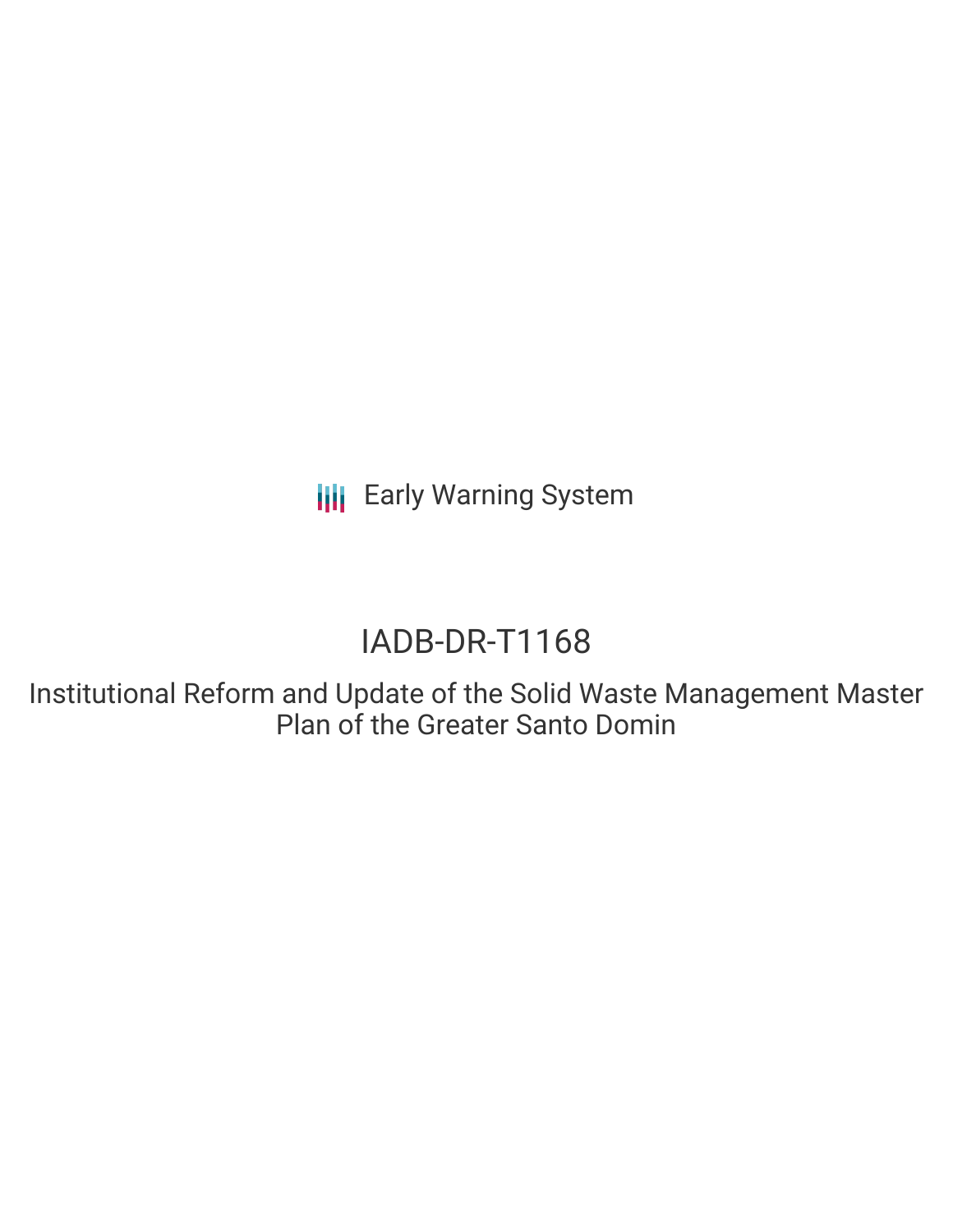Early Warning System

# IADB-DR-T1168

## Institutional Reform and Update of the Solid Waste Management Master Plan of the Greater Santo Domin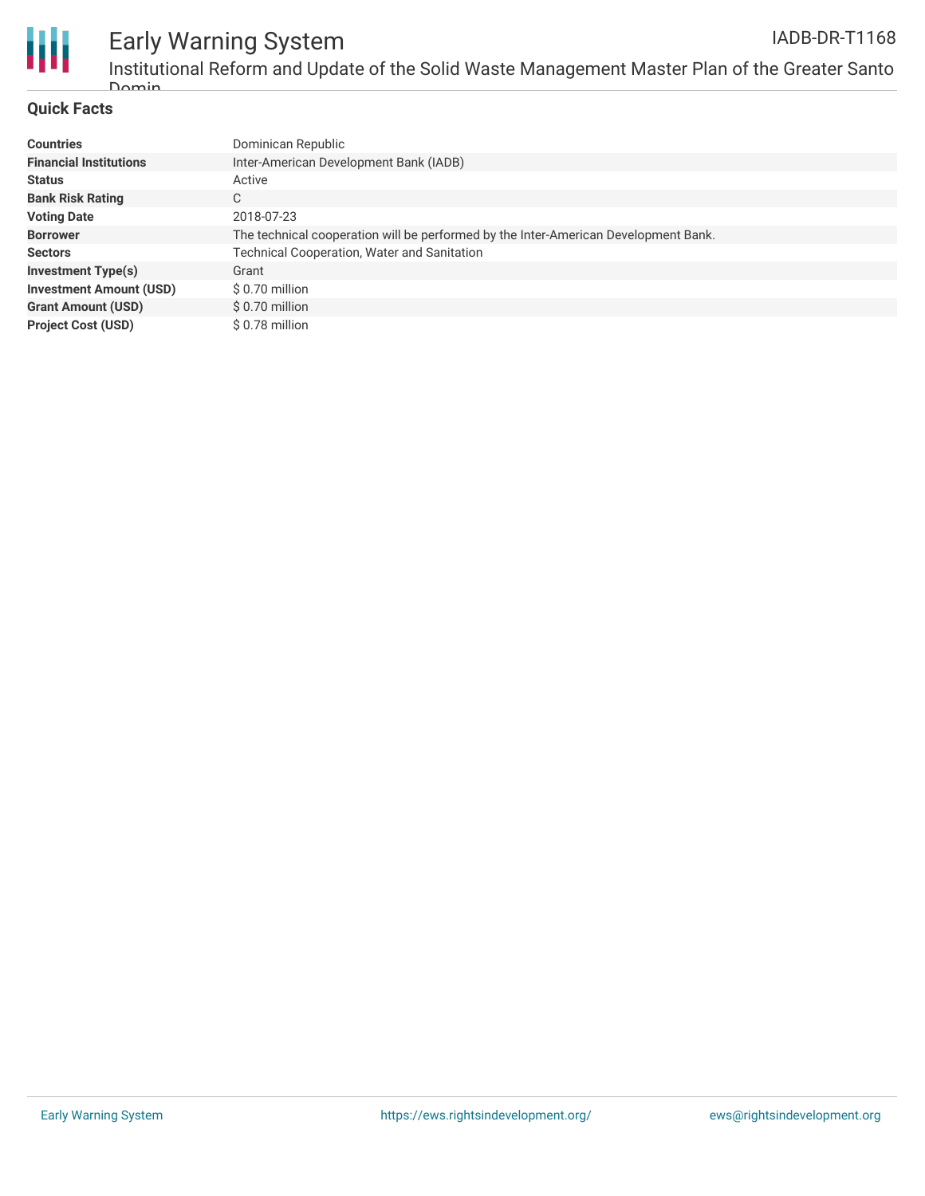## Quick Facts

| | |
|---|---|
| **Countries** | Dominican Republic |
| **Financial Institutions** | Inter-American Development Bank (IADB) |
| **Status** | Active |
| **Bank Risk Rating** | C |
| **Voting Date** | 2018-07-23 |
| **Borrower** | The technical cooperation will be performed by the Inter-American Development Bank. |
| **Sectors** | Technical Cooperation, Water and Sanitation |
| **Investment Type(s)** | Grant |
| **Investment Amount (USD)** | $ 0.70 million |
| **Grant Amount (USD)** | $ 0.70 million |
| **Project Cost (USD)** | $ 0.78 million |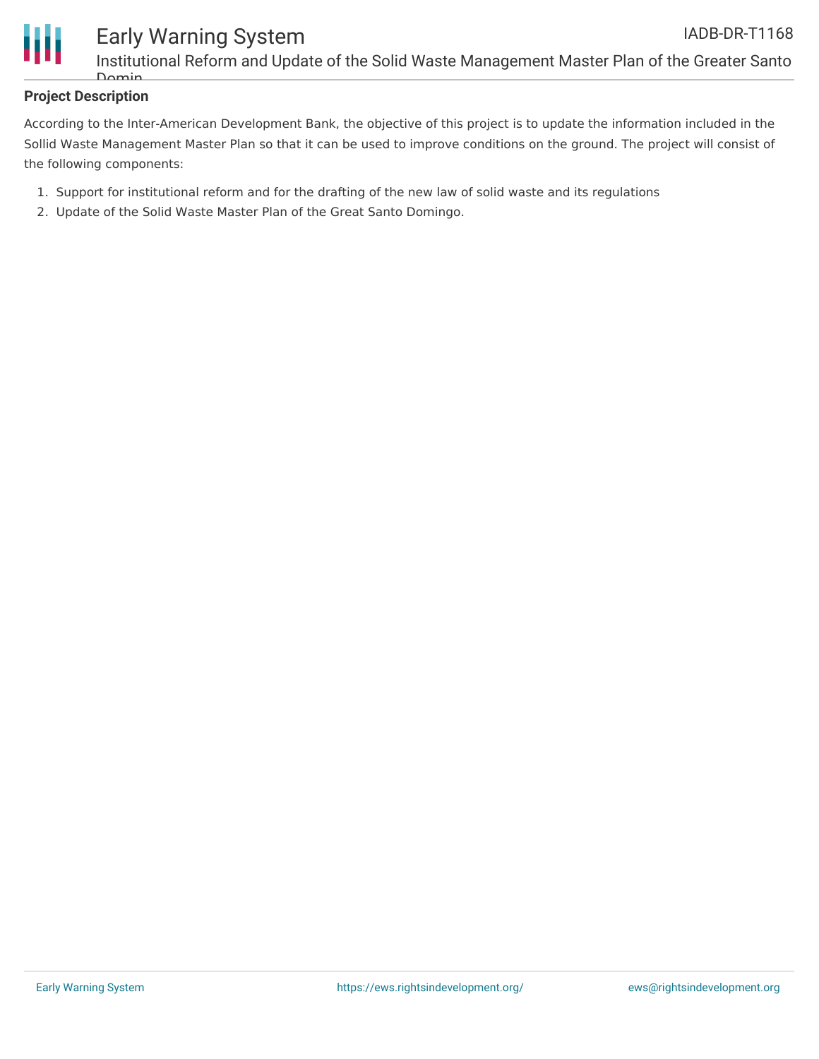**Project Description**

According to the Inter-American Development Bank, the objective of this project is to update the information included in the Sollid Waste Management Master Plan so that it can be used to improve conditions on the ground. The project will consist of the following components:

1. Support for institutional reform and for the drafting of the new law of solid waste and its regulations
2. Update of the Solid Waste Master Plan of the Great Santo Domingo.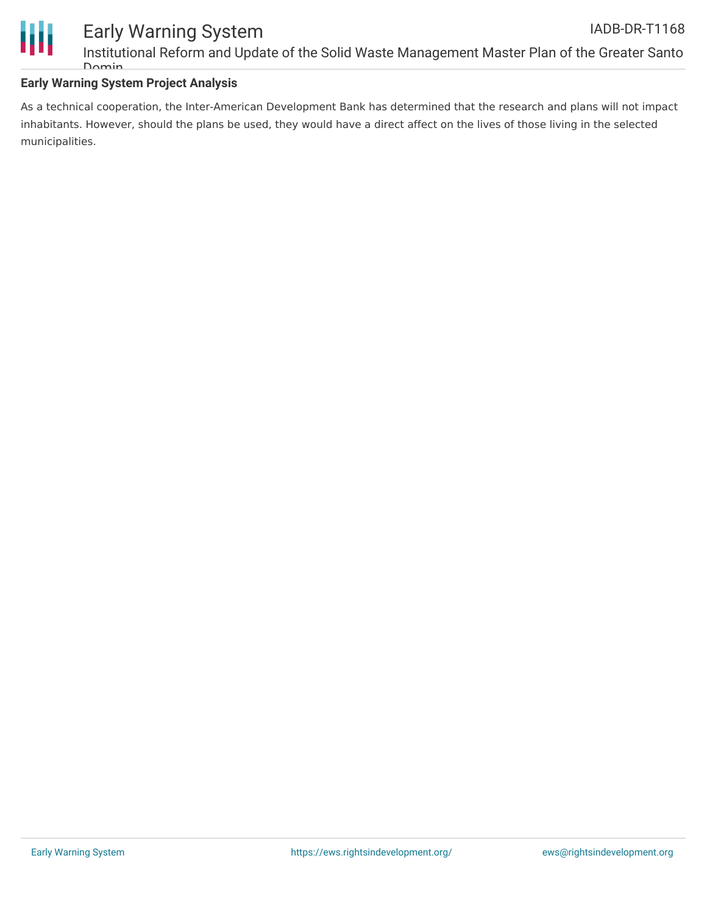**Early Warning System Project Analysis**

As a technical cooperation, the Inter-American Development Bank has determined that the research and plans will not impact inhabitants. However, should the plans be used, they would have a direct affect on the lives of those living in the selected municipalities.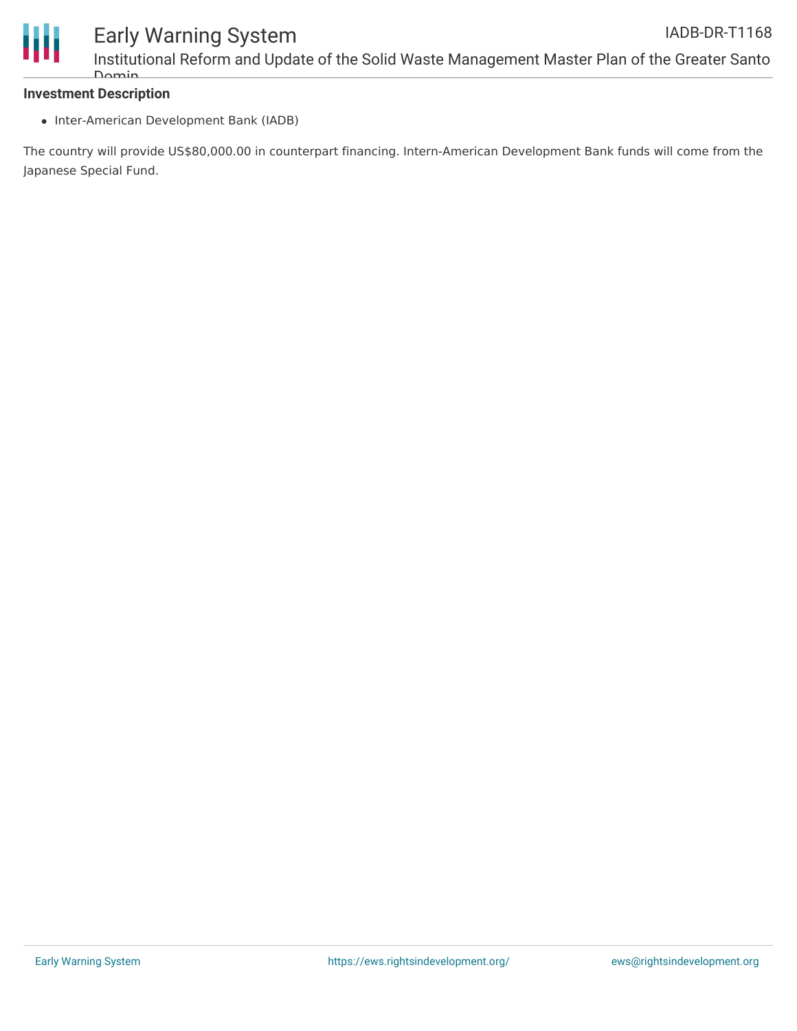**Investment Description**

- Inter-American Development Bank (IADB)

The country will provide US$80,000.00 in counterpart financing. Intern-American Development Bank funds will come from the Japanese Special Fund.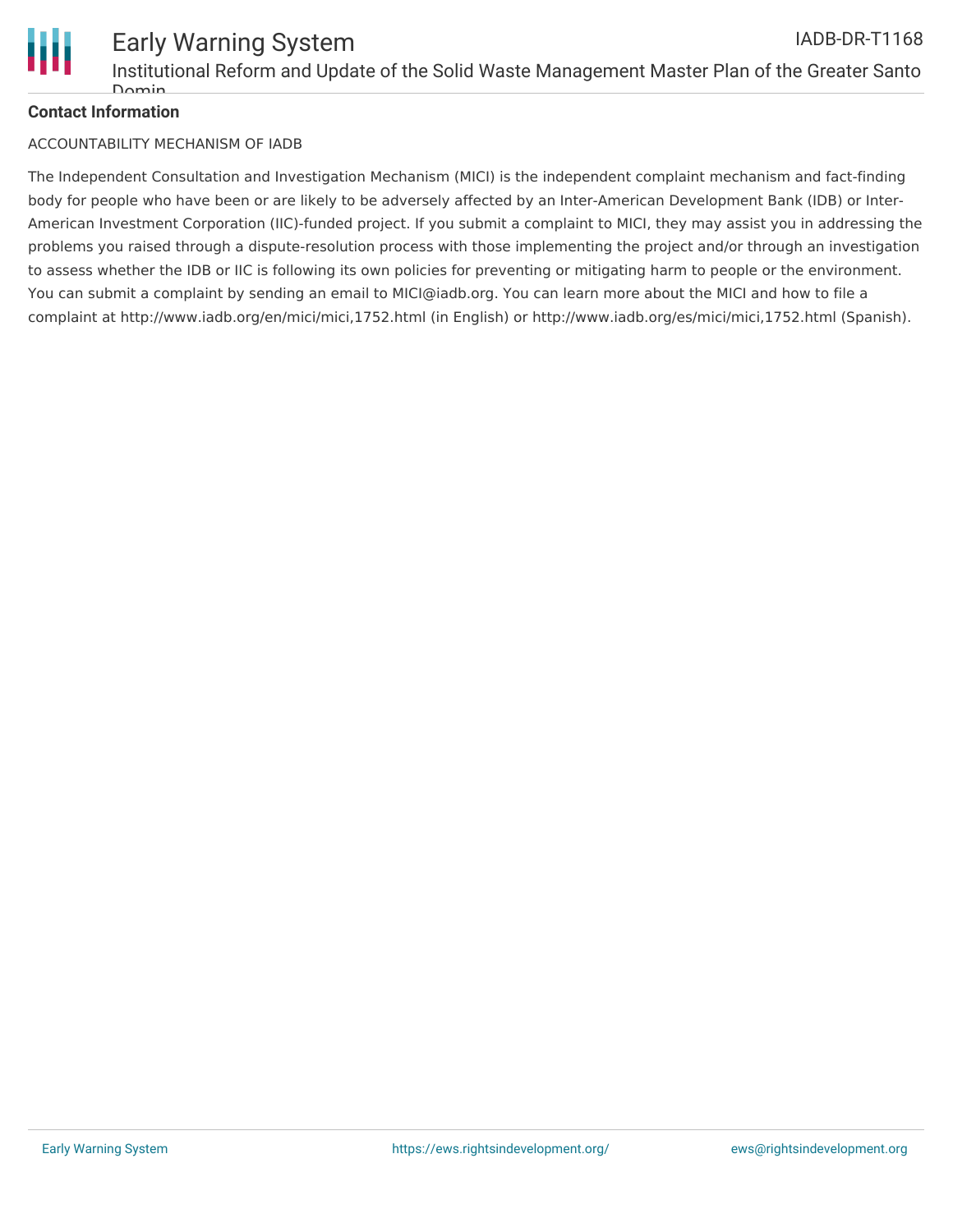**Contact Information**

ACCOUNTABILITY MECHANISM OF IADB

The Independent Consultation and Investigation Mechanism (MICI) is the independent complaint mechanism and fact-finding body for people who have been or are likely to be adversely affected by an Inter-American Development Bank (IDB) or Inter-American Investment Corporation (IIC)-funded project. If you submit a complaint to MICI, they may assist you in addressing the problems you raised through a dispute-resolution process with those implementing the project and/or through an investigation to assess whether the IDB or IIC is following its own policies for preventing or mitigating harm to people or the environment. You can submit a complaint by sending an email to MICI@iadb.org. You can learn more about the MICI and how to file a complaint at http://www.iadb.org/en/mici/mici,1752.html (in English) or http://www.iadb.org/es/mici/mici,1752.html (Spanish).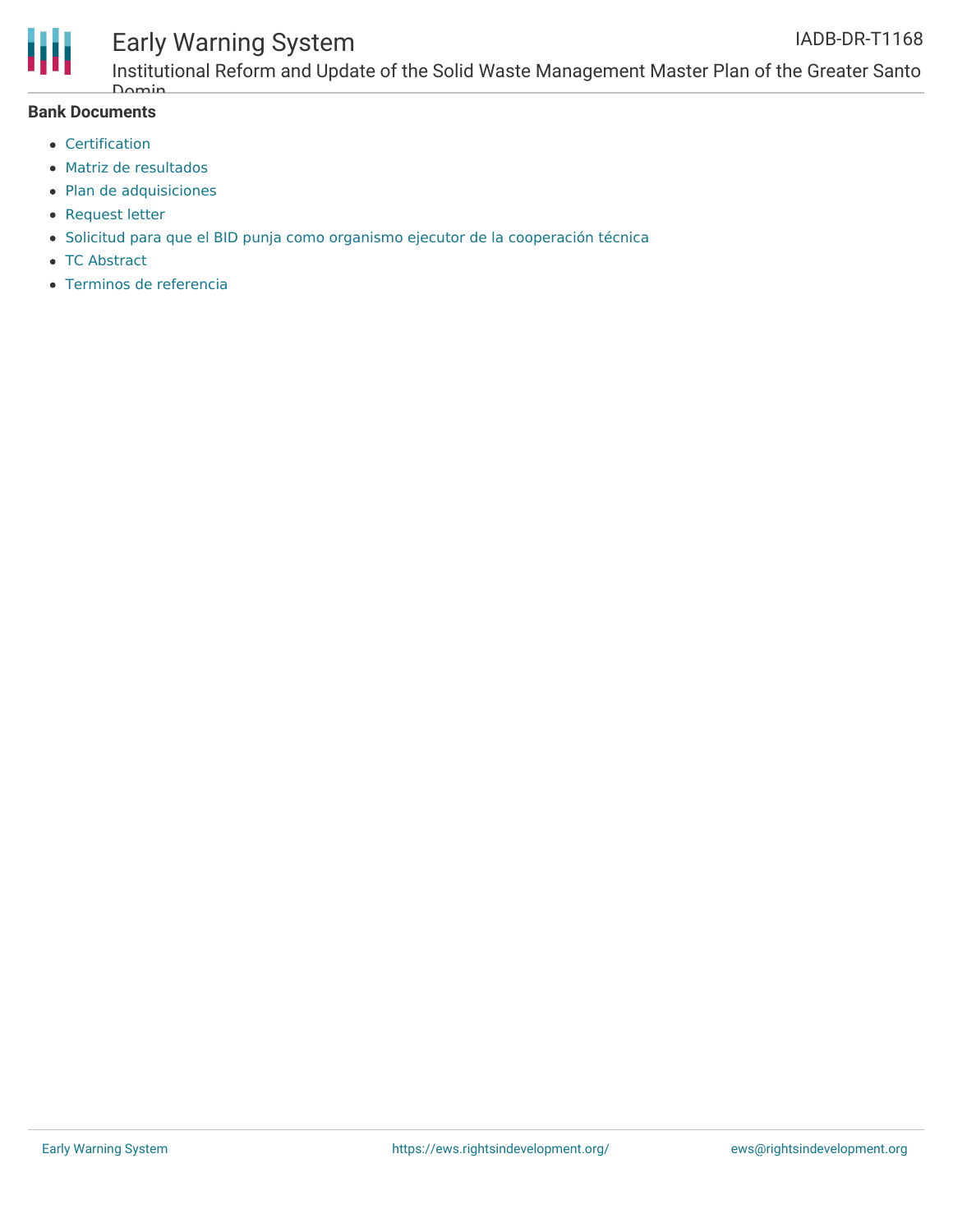**Bank Documents**

- Certification
- Matriz de resultados
- Plan de adquisiciones
- Request letter
- Solicitud para que el BID punja como organismo ejecutor de la cooperación técnica
- TC Abstract
- Terminos de referencia